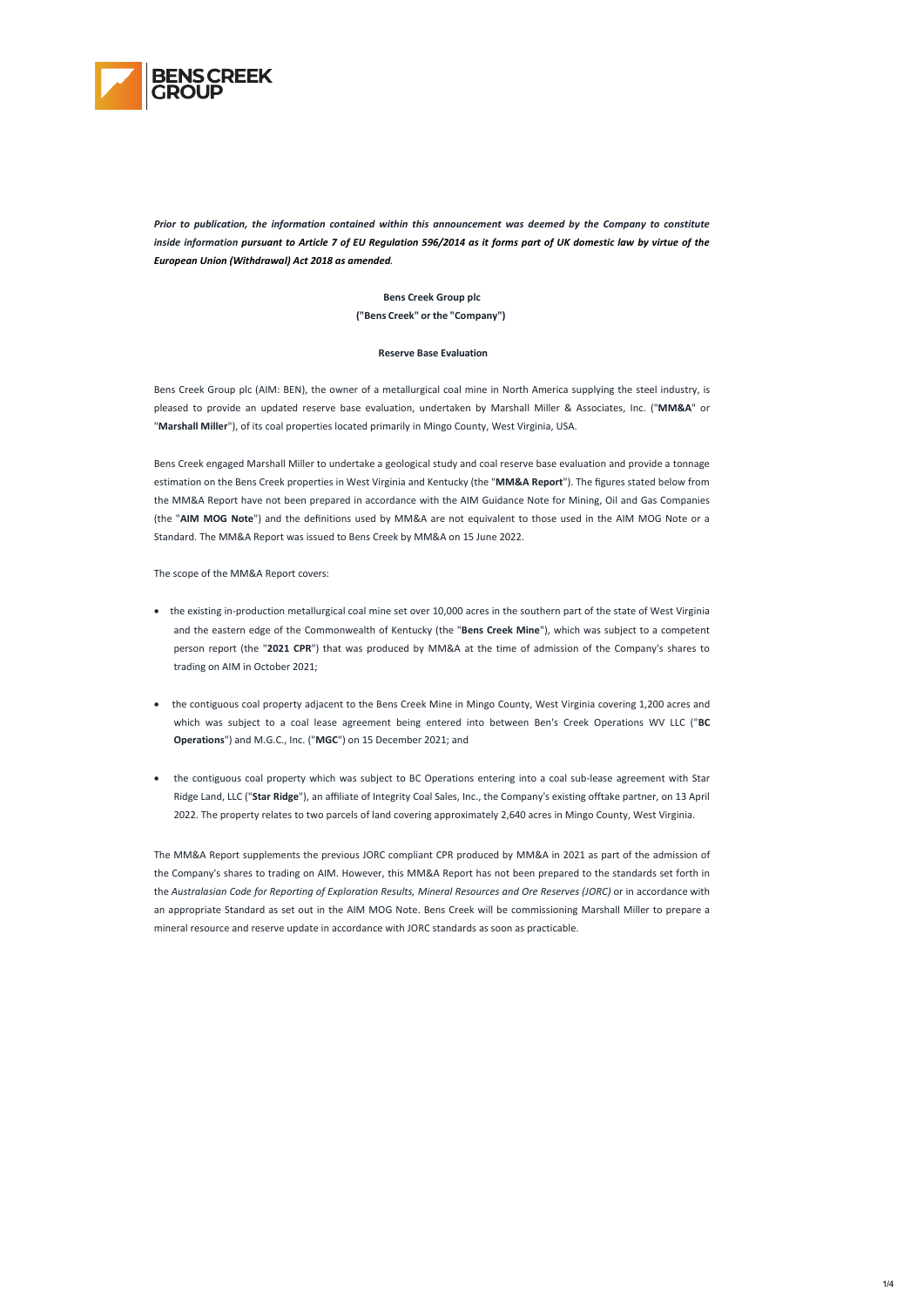***Prior to publication, the information contained within this announcement was deemed by the Company to constitute inside information pursuant to Article 7 of EU Regulation 596/2014 as it forms part of UK domestic law by virtue of the European Union (Withdrawal) Act 2018 as amended**.*

**Bens Creek Group plc**
**("Bens Creek" or the "Company")**

**Reserve Base Evaluation**

Bens Creek Group plc (AIM: BEN), the owner of a metallurgical coal mine in North America supplying the steel industry, is pleased to provide an updated reserve base evaluation, undertaken by Marshall Miller & Associates, Inc. ("**MM&A**" or "**Marshall Miller**"), of its coal properties located primarily in Mingo County, West Virginia, USA.

Bens Creek engaged Marshall Miller to undertake a geological study and coal reserve base evaluation and provide a tonnage estimation on the Bens Creek properties in West Virginia and Kentucky (the "**MM&A Report**"). The figures stated below from the MM&A Report have not been prepared in accordance with the AIM Guidance Note for Mining, Oil and Gas Companies (the "**AIM MOG Note**") and the definitions used by MM&A are not equivalent to those used in the AIM MOG Note or a Standard. The MM&A Report was issued to Bens Creek by MM&A on 15 June 2022.

The scope of the MM&A Report covers:

- the existing in-production metallurgical coal mine set over 10,000 acres in the southern part of the state of West Virginia and the eastern edge of the Commonwealth of Kentucky (the "**Bens Creek Mine**"), which was subject to a competent person report (the "**2021 CPR**") that was produced by MM&A at the time of admission of the Company's shares to trading on AIM in October 2021;

- the contiguous coal property adjacent to the Bens Creek Mine in Mingo County, West Virginia covering 1,200 acres and which was subject to a coal lease agreement being entered into between Ben's Creek Operations WV LLC ("**BC Operations**") and M.G.C., Inc. ("**MGC**") on 15 December 2021; and

- the contiguous coal property which was subject to BC Operations entering into a coal sub-lease agreement with Star Ridge Land, LLC ("**Star Ridge**"), an affiliate of Integrity Coal Sales, Inc., the Company's existing offtake partner, on 13 April 2022. The property relates to two parcels of land covering approximately 2,640 acres in Mingo County, West Virginia.

The MM&A Report supplements the previous JORC compliant CPR produced by MM&A in 2021 as part of the admission of the Company's shares to trading on AIM. However, this MM&A Report has not been prepared to the standards set forth in the *Australasian Code for Reporting of Exploration Results, Mineral Resources and Ore Reserves (JORC)* or in accordance with an appropriate Standard as set out in the AIM MOG Note. Bens Creek will be commissioning Marshall Miller to prepare a mineral resource and reserve update in accordance with JORC standards as soon as practicable.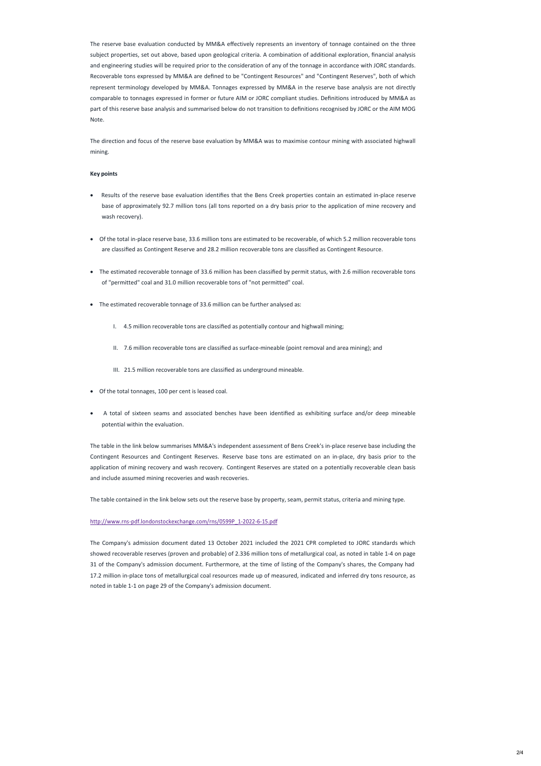The reserve base evaluation conducted by MM&A effectively represents an inventory of tonnage contained on the three subject properties, set out above, based upon geological criteria. A combination of additional exploration, financial analysis and engineering studies will be required prior to the consideration of any of the tonnage in accordance with JORC standards. Recoverable tons expressed by MM&A are defined to be "Contingent Resources" and "Contingent Reserves", both of which represent terminology developed by MM&A. Tonnages expressed by MM&A in the reserve base analysis are not directly comparable to tonnages expressed in former or future AIM or JORC compliant studies. Definitions introduced by MM&A as part of this reserve base analysis and summarised below do not transition to definitions recognised by JORC or the AIM MOG Note.

The direction and focus of the reserve base evaluation by MM&A was to maximise contour mining with associated highwall mining.

**Key points**

- Results of the reserve base evaluation identifies that the Bens Creek properties contain an estimated in-place reserve base of approximately 92.7 million tons (all tons reported on a dry basis prior to the application of mine recovery and wash recovery).
- Of the total in-place reserve base, 33.6 million tons are estimated to be recoverable, of which 5.2 million recoverable tons are classified as Contingent Reserve and 28.2 million recoverable tons are classified as Contingent Resource.
- The estimated recoverable tonnage of 33.6 million has been classified by permit status, with 2.6 million recoverable tons of "permitted" coal and 31.0 million recoverable tons of "not permitted" coal.
- The estimated recoverable tonnage of 33.6 million can be further analysed as:
    - I. 4.5 million recoverable tons are classified as potentially contour and highwall mining;
    - II. 7.6 million recoverable tons are classified as surface-mineable (point removal and area mining); and
    - III. 21.5 million recoverable tons are classified as underground mineable.
- Of the total tonnages, 100 per cent is leased coal.
- A total of sixteen seams and associated benches have been identified as exhibiting surface and/or deep mineable potential within the evaluation.

The table in the link below summarises MM&A's independent assessment of Bens Creek's in-place reserve base including the Contingent Resources and Contingent Reserves. Reserve base tons are estimated on an in-place, dry basis prior to the application of mining recovery and wash recovery. Contingent Reserves are stated on a potentially recoverable clean basis and include assumed mining recoveries and wash recoveries.

The table contained in the link below sets out the reserve base by property, seam, permit status, criteria and mining type.

http://www.rns-pdf.londonstockexchange.com/rns/0599P_1-2022-6-15.pdf

The Company's admission document dated 13 October 2021 included the 2021 CPR completed to JORC standards which showed recoverable reserves (proven and probable) of 2.336 million tons of metallurgical coal, as noted in table 1-4 on page 31 of the Company's admission document. Furthermore, at the time of listing of the Company's shares, the Company had 17.2 million in-place tons of metallurgical coal resources made up of measured, indicated and inferred dry tons resource, as noted in table 1-1 on page 29 of the Company's admission document.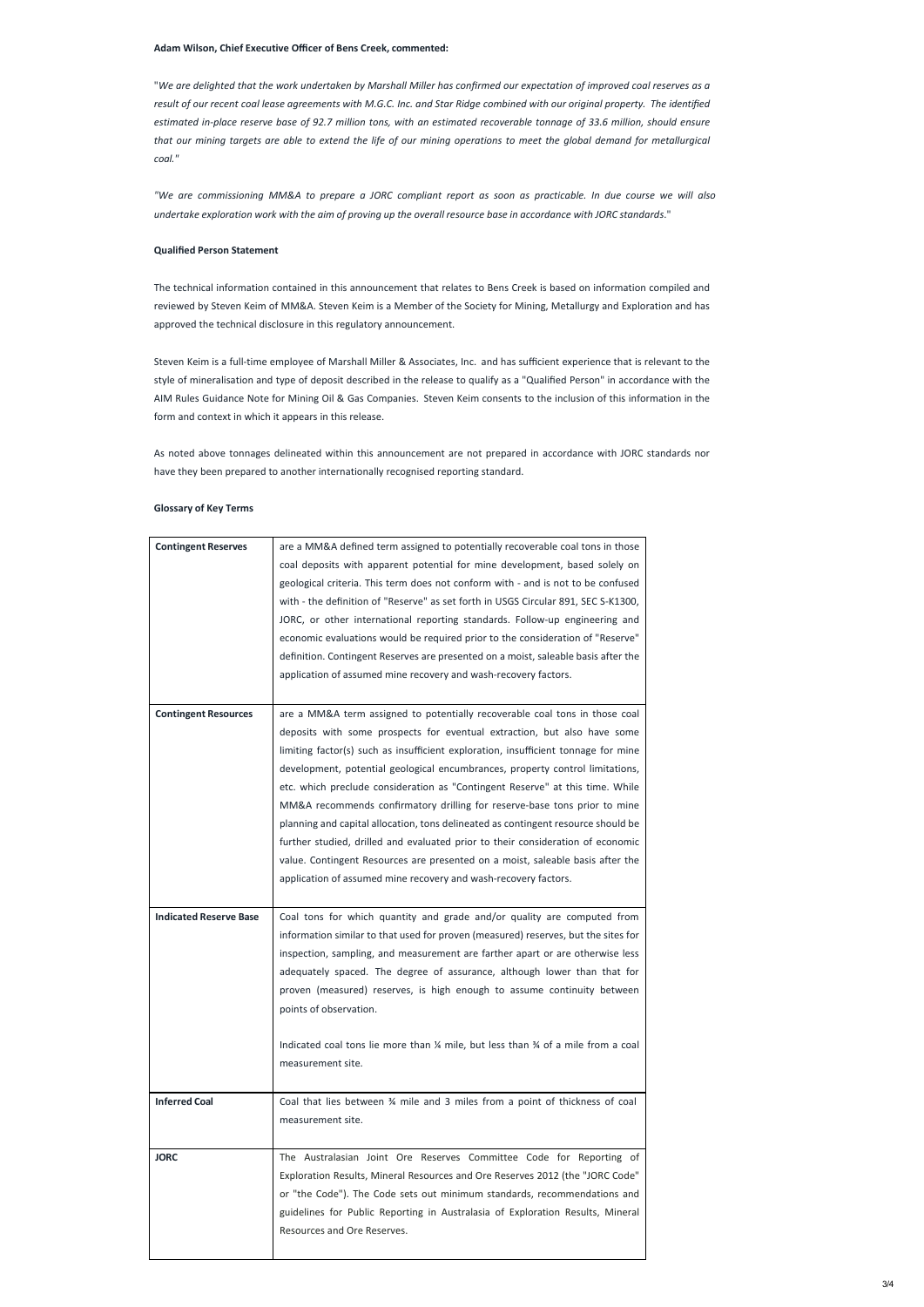**Adam Wilson, Chief Executive Officer of Bens Creek, commented:**

"*We are delighted that the work undertaken by Marshall Miller has confirmed our expectation of improved coal reserves as a result of our recent coal lease agreements with M.G.C. Inc. and Star Ridge combined with our original property. The identified estimated in-place reserve base of 92.7 million tons, with an estimated recoverable tonnage of 33.6 million, should ensure that our mining targets are able to extend the life of our mining operations to meet the global demand for metallurgical coal.*"

*"We are commissioning MM&A to prepare a JORC compliant report as soon as practicable. In due course we will also undertake exploration work with the aim of proving up the overall resource base in accordance with JORC standards.*"

**Qualified Person Statement**

The technical information contained in this announcement that relates to Bens Creek is based on information compiled and reviewed by Steven Keim of MM&A. Steven Keim is a Member of the Society for Mining, Metallurgy and Exploration and has approved the technical disclosure in this regulatory announcement.

Steven Keim is a full-time employee of Marshall Miller & Associates, Inc. and has sufficient experience that is relevant to the style of mineralisation and type of deposit described in the release to qualify as a "Qualified Person" in accordance with the AIM Rules Guidance Note for Mining Oil & Gas Companies. Steven Keim consents to the inclusion of this information in the form and context in which it appears in this release.

As noted above tonnages delineated within this announcement are not prepared in accordance with JORC standards nor have they been prepared to another internationally recognised reporting standard.

**Glossary of Key Terms**

| | |
|---|---|
| **Contingent Reserves** | are a MM&A defined term assigned to potentially recoverable coal tons in those coal deposits with apparent potential for mine development, based solely on geological criteria. This term does not conform with - and is not to be confused with - the definition of "Reserve" as set forth in USGS Circular 891, SEC S-K1300, JORC, or other international reporting standards. Follow-up engineering and economic evaluations would be required prior to the consideration of "Reserve" definition. Contingent Reserves are presented on a moist, saleable basis after the application of assumed mine recovery and wash-recovery factors. |
| **Contingent Resources** | are a MM&A term assigned to potentially recoverable coal tons in those coal deposits with some prospects for eventual extraction, but also have some limiting factor(s) such as insufficient exploration, insufficient tonnage for mine development, potential geological encumbrances, property control limitations, etc. which preclude consideration as "Contingent Reserve" at this time. While MM&A recommends confirmatory drilling for reserve-base tons prior to mine planning and capital allocation, tons delineated as contingent resource should be further studied, drilled and evaluated prior to their consideration of economic value. Contingent Resources are presented on a moist, saleable basis after the application of assumed mine recovery and wash-recovery factors. |
| **Indicated Reserve Base** | Coal tons for which quantity and grade and/or quality are computed from information similar to that used for proven (measured) reserves, but the sites for inspection, sampling, and measurement are farther apart or are otherwise less adequately spaced. The degree of assurance, although lower than that for proven (measured) reserves, is high enough to assume continuity between points of observation.<br><br>Indicated coal tons lie more than ¼ mile, but less than ¾ of a mile from a coal measurement site. |
| **Inferred Coal** | Coal that lies between ¾ mile and 3 miles from a point of thickness of coal measurement site. |
| **JORC** | The Australasian Joint Ore Reserves Committee Code for Reporting of Exploration Results, Mineral Resources and Ore Reserves 2012 (the "JORC Code" or "the Code"). The Code sets out minimum standards, recommendations and guidelines for Public Reporting in Australasia of Exploration Results, Mineral Resources and Ore Reserves. |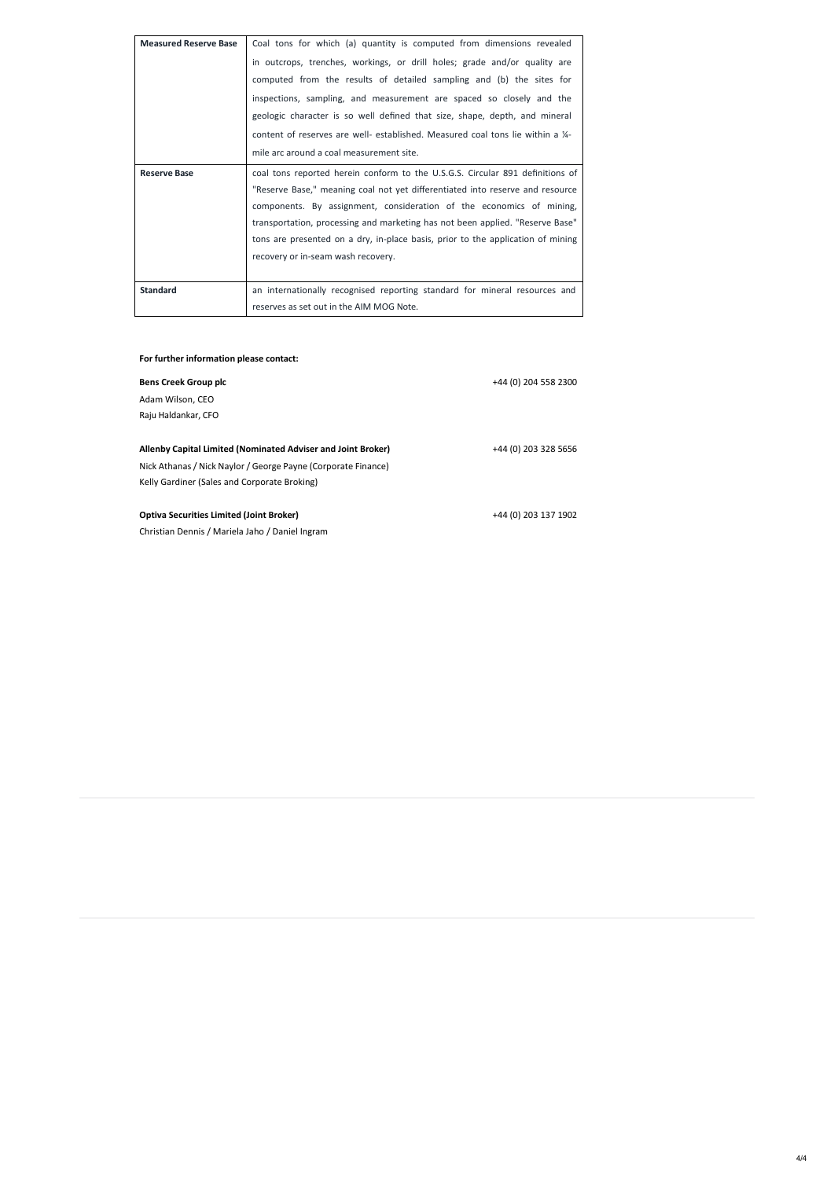| | |
|---|---|
| **Measured Reserve Base** | Coal tons for which (a) quantity is computed from dimensions revealed in outcrops, trenches, workings, or drill holes; grade and/or quality are computed from the results of detailed sampling and (b) the sites for inspections, sampling, and measurement are spaced so closely and the geologic character is so well defined that size, shape, depth, and mineral content of reserves are well- established. Measured coal tons lie within a ¼-mile arc around a coal measurement site. |
| **Reserve Base** | coal tons reported herein conform to the U.S.G.S. Circular 891 definitions of "Reserve Base," meaning coal not yet differentiated into reserve and resource components. By assignment, consideration of the economics of mining, transportation, processing and marketing has not been applied. "Reserve Base" tons are presented on a dry, in-place basis, prior to the application of mining recovery or in-seam wash recovery. |
| **Standard** | an internationally recognised reporting standard for mineral resources and reserves as set out in the AIM MOG Note. |

**For further information please contact:**

**Bens Creek Group plc** +44 (0) 204 558 2300

Adam Wilson, CEO

Raju Haldankar, CFO

**Allenby Capital Limited (Nominated Adviser and Joint Broker)** +44 (0) 203 328 5656

Nick Athanas / Nick Naylor / George Payne (Corporate Finance)

Kelly Gardiner (Sales and Corporate Broking)

**Optiva Securities Limited (Joint Broker)** +44 (0) 203 137 1902

Christian Dennis / Mariela Jaho / Daniel Ingram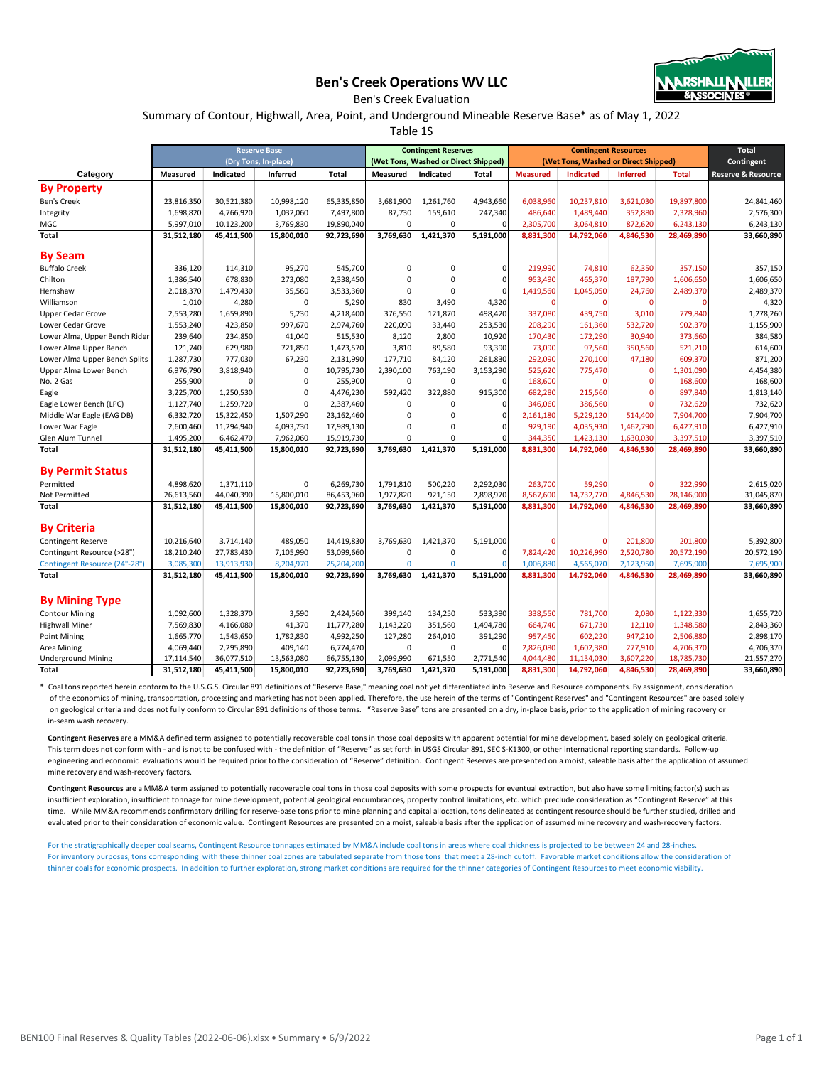# Ben's Creek Operations WV LLC

Ben's Creek Evaluation

Summary of Contour, Highwall, Area, Point, and Underground Mineable Reserve Base* as of May 1, 2022

Table 1S

| | Reserve Base (Dry Tons, In-place) | | | | Contingent Reserves (Wet Tons, Washed or Direct Shipped) | | | Contingent Resources (Wet Tons, Washed or Direct Shipped) | | | | Total Contingent |
|---|---|---|---|---|---|---|---|---|---|---|---|---|
| Category | Measured | Indicated | Inferred | Total | Measured | Indicated | Total | Measured | Indicated | Inferred | Total | Reserve & Resource |
| **By Property** | | | | | | | | | | | | |
| Ben's Creek | 23,816,350 | 30,521,380 | 10,998,120 | 65,335,850 | 3,681,900 | 1,261,760 | 4,943,660 | 6,038,960 | 10,237,810 | 3,621,030 | 19,897,800 | 24,841,460 |
| Integrity | 1,698,820 | 4,766,920 | 1,032,060 | 7,497,800 | 87,730 | 159,610 | 247,340 | 486,640 | 1,489,440 | 352,880 | 2,328,960 | 2,576,300 |
| MGC | 5,997,010 | 10,123,200 | 3,769,830 | 19,890,040 | 0 | 0 | 0 | 2,305,700 | 3,064,810 | 872,620 | 6,243,130 | 6,243,130 |
| **Total** | **31,512,180** | **45,411,500** | **15,800,010** | **92,723,690** | **3,769,630** | **1,421,370** | **5,191,000** | **8,831,300** | **14,792,060** | **4,846,530** | **28,469,890** | **33,660,890** |
| **By Seam** | | | | | | | | | | | | |
| Buffalo Creek | 336,120 | 114,310 | 95,270 | 545,700 | 0 | 0 | 0 | 219,990 | 74,810 | 62,350 | 357,150 | 357,150 |
| Chilton | 1,386,540 | 678,830 | 273,080 | 2,338,450 | 0 | 0 | 0 | 953,490 | 465,370 | 187,790 | 1,606,650 | 1,606,650 |
| Hernshaw | 2,018,370 | 1,479,430 | 35,560 | 3,533,360 | 0 | 0 | 0 | 1,419,560 | 1,045,050 | 24,760 | 2,489,370 | 2,489,370 |
| Williamson | 1,010 | 4,280 | 0 | 5,290 | 830 | 3,490 | 4,320 | 0 | 0 | 0 | 0 | 4,320 |
| Upper Cedar Grove | 2,553,280 | 1,659,890 | 5,230 | 4,218,400 | 376,550 | 121,870 | 498,420 | 337,080 | 439,750 | 3,010 | 779,840 | 1,278,260 |
| Lower Cedar Grove | 1,553,240 | 423,850 | 997,670 | 2,974,760 | 220,090 | 33,440 | 253,530 | 208,290 | 161,360 | 532,720 | 902,370 | 1,155,900 |
| Lower Alma, Upper Bench Rider | 239,640 | 234,850 | 41,040 | 515,530 | 8,120 | 2,800 | 10,920 | 170,430 | 172,290 | 30,940 | 373,660 | 384,580 |
| Lower Alma Upper Bench | 121,740 | 629,980 | 721,850 | 1,473,570 | 3,810 | 89,580 | 93,390 | 73,090 | 97,560 | 350,560 | 521,210 | 614,600 |
| Lower Alma Upper Bench Splits | 1,287,730 | 777,030 | 67,230 | 2,131,990 | 177,710 | 84,120 | 261,830 | 292,090 | 270,100 | 47,180 | 609,370 | 871,200 |
| Upper Alma Lower Bench | 6,976,790 | 3,818,940 | 0 | 10,795,730 | 2,390,100 | 763,190 | 3,153,290 | 525,620 | 775,470 | 0 | 1,301,090 | 4,454,380 |
| No. 2 Gas | 255,900 | 0 | 0 | 255,900 | 0 | 0 | 0 | 168,600 | 0 | 0 | 168,600 | 168,600 |
| Eagle | 3,225,700 | 1,250,530 | 0 | 4,476,230 | 592,420 | 322,880 | 915,300 | 682,280 | 215,560 | 0 | 897,840 | 1,813,140 |
| Eagle Lower Bench (LPC) | 1,127,740 | 1,259,720 | 0 | 2,387,460 | 0 | 0 | 0 | 346,060 | 386,560 | 0 | 732,620 | 732,620 |
| Middle War Eagle (EAG DB) | 6,332,720 | 15,322,450 | 1,507,290 | 23,162,460 | 0 | 0 | 0 | 2,161,180 | 5,229,120 | 514,400 | 7,904,700 | 7,904,700 |
| Lower War Eagle | 2,600,460 | 11,294,940 | 4,093,730 | 17,989,130 | 0 | 0 | 0 | 929,190 | 4,035,930 | 1,462,790 | 6,427,910 | 6,427,910 |
| Glen Alum Tunnel | 1,495,200 | 6,462,470 | 7,962,060 | 15,919,730 | 0 | 0 | 0 | 344,350 | 1,423,130 | 1,630,030 | 3,397,510 | 3,397,510 |
| **Total** | **31,512,180** | **45,411,500** | **15,800,010** | **92,723,690** | **3,769,630** | **1,421,370** | **5,191,000** | **8,831,300** | **14,792,060** | **4,846,530** | **28,469,890** | **33,660,890** |
| **By Permit Status** | | | | | | | | | | | | |
| Permitted | 4,898,620 | 1,371,110 | 0 | 6,269,730 | 1,791,810 | 500,220 | 2,292,030 | 263,700 | 59,290 | 0 | 322,990 | 2,615,020 |
| Not Permitted | 26,613,560 | 44,040,390 | 15,800,010 | 86,453,960 | 1,977,820 | 921,150 | 2,898,970 | 8,567,600 | 14,732,770 | 4,846,530 | 28,146,900 | 31,045,870 |
| **Total** | **31,512,180** | **45,411,500** | **15,800,010** | **92,723,690** | **3,769,630** | **1,421,370** | **5,191,000** | **8,831,300** | **14,792,060** | **4,846,530** | **28,469,890** | **33,660,890** |
| **By Criteria** | | | | | | | | | | | | |
| Contingent Reserve | 10,216,640 | 3,714,140 | 489,050 | 14,419,830 | 3,769,630 | 1,421,370 | 5,191,000 | 0 | 0 | 201,800 | 201,800 | 5,392,800 |
| Contingent Resource (>28") | 18,210,240 | 27,783,430 | 7,105,990 | 53,099,660 | 0 | 0 | 0 | 7,824,420 | 10,226,990 | 2,520,780 | 20,572,190 | 20,572,190 |
| Contingent Resource (24"-28") | 3,085,300 | 13,913,930 | 8,204,970 | 25,204,200 | 0 | 0 | 0 | 1,006,880 | 4,565,070 | 2,123,950 | 7,695,900 | 7,695,900 |
| **Total** | **31,512,180** | **45,411,500** | **15,800,010** | **92,723,690** | **3,769,630** | **1,421,370** | **5,191,000** | **8,831,300** | **14,792,060** | **4,846,530** | **28,469,890** | **33,660,890** |
| **By Mining Type** | | | | | | | | | | | | |
| Contour Mining | 1,092,600 | 1,328,370 | 3,590 | 2,424,560 | 399,140 | 134,250 | 533,390 | 338,550 | 781,700 | 2,080 | 1,122,330 | 1,655,720 |
| Highwall Miner | 7,569,830 | 4,166,080 | 41,370 | 11,777,280 | 1,143,220 | 351,560 | 1,494,780 | 664,740 | 671,730 | 12,110 | 1,348,580 | 2,843,360 |
| Point Mining | 1,665,770 | 1,543,650 | 1,782,830 | 4,992,250 | 127,280 | 264,010 | 391,290 | 957,450 | 602,220 | 947,210 | 2,506,880 | 2,898,170 |
| Area Mining | 4,069,440 | 2,295,890 | 409,140 | 6,774,470 | 0 | 0 | 0 | 2,826,080 | 1,602,380 | 277,910 | 4,706,370 | 4,706,370 |
| Underground Mining | 17,114,540 | 36,077,510 | 13,563,080 | 66,755,130 | 2,099,990 | 671,550 | 2,771,540 | 4,044,480 | 11,134,030 | 3,607,220 | 18,785,730 | 21,557,270 |
| **Total** | **31,512,180** | **45,411,500** | **15,800,010** | **92,723,690** | **3,769,630** | **1,421,370** | **5,191,000** | **8,831,300** | **14,792,060** | **4,846,530** | **28,469,890** | **33,660,890** |

\* Coal tons reported herein conform to the U.S.G.S. Circular 891 definitions of "Reserve Base," meaning coal not yet differentiated into Reserve and Resource components. By assignment, consideration of the economics of mining, transportation, processing and marketing has not been applied. Therefore, the use herein of the terms of "Contingent Reserves" and "Contingent Resources" are based solely on geological criteria and does not fully conform to Circular 891 definitions of those terms. "Reserve Base" tons are presented on a dry, in-place basis, prior to the application of mining recovery or in-seam wash recovery.

**Contingent Reserves** are a MM&A defined term assigned to potentially recoverable coal tons in those coal deposits with apparent potential for mine development, based solely on geological criteria. This term does not conform with - and is not to be confused with - the definition of "Reserve" as set forth in USGS Circular 891, SEC S-K1300, or other international reporting standards. Follow-up engineering and economic evaluations would be required prior to the consideration of "Reserve" definition. Contingent Reserves are presented on a moist, saleable basis after the application of assumed mine recovery and wash-recovery factors.

**Contingent Resources** are a MM&A term assigned to potentially recoverable coal tons in those coal deposits with some prospects for eventual extraction, but also have some limiting factor(s) such as insufficient exploration, insufficient tonnage for mine development, potential geological encumbrances, property control limitations, etc. which preclude consideration as "Contingent Reserve" at this time. While MM&A recommends confirmatory drilling for reserve-base tons prior to mine planning and capital allocation, tons delineated as contingent resource should be further studied, drilled and evaluated prior to their consideration of economic value. Contingent Resources are presented on a moist, saleable basis after the application of assumed mine recovery and wash-recovery factors.

For the stratigraphically deeper coal seams, Contingent Resource tonnages estimated by MM&A include coal tons in areas where coal thickness is projected to be between 24 and 28-inches. For inventory purposes, tons corresponding with these thinner coal zones are tabulated separate from those tons that meet a 28-inch cutoff. Favorable market conditions allow the consideration of thinner coals for economic prospects. In addition to further exploration, strong market conditions are required for the thinner categories of Contingent Resources to meet economic viability.

BEN100 Final Reserves & Quality Tables (2022-06-06).xlsx • Summary • 6/9/2022